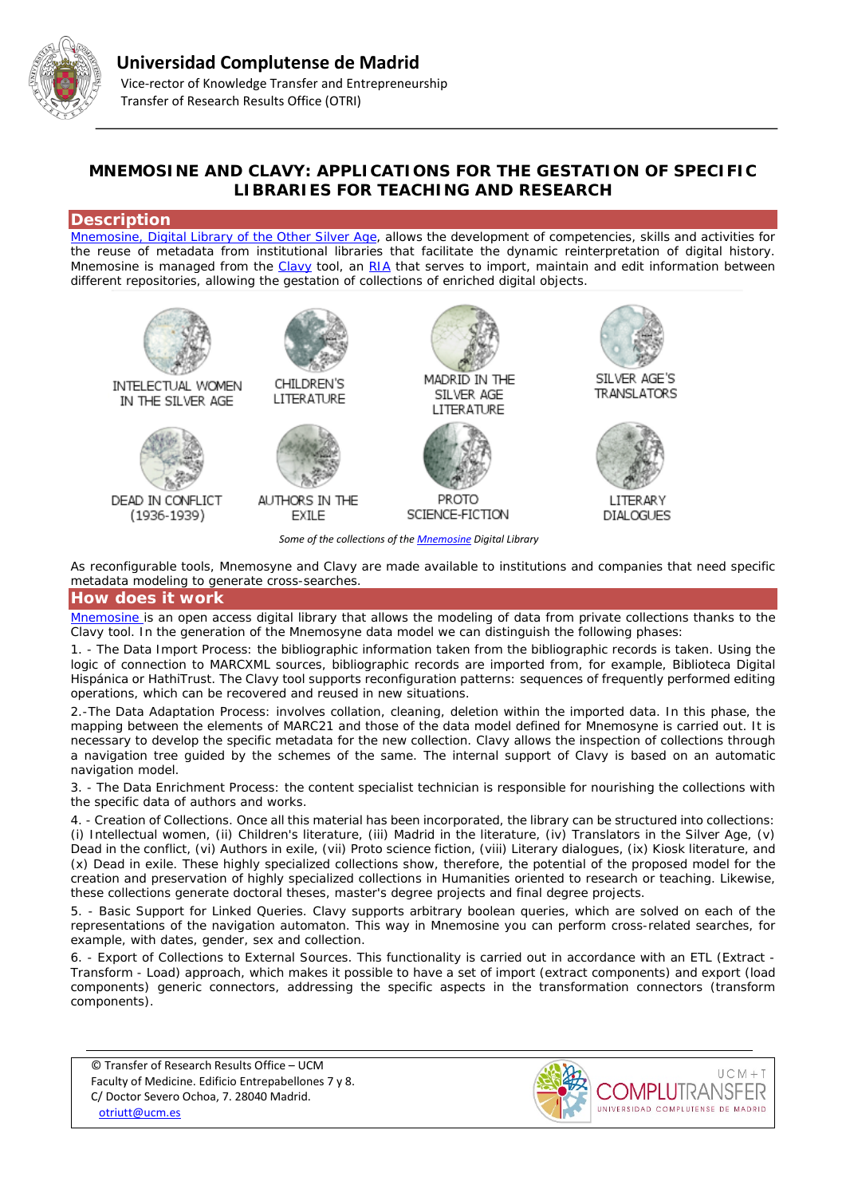# Universidad Complutense de Madrid

Vice-rector of Knowledge Transfer and Entrepreneurship
Transfer of Research Results Office (OTRI)

## MNEMOSINE AND CLAVY: APPLICATIONS FOR THE GESTATION OF SPECIFIC LIBRARIES FOR TEACHING AND RESEARCH

## Description

Mnemosine, Digital Library of the Other Silver Age, allows the development of competencies, skills and activities for the reuse of metadata from institutional libraries that facilitate the dynamic reinterpretation of digital history. Mnemosine is managed from the Clavy tool, an RIA that serves to import, maintain and edit information between different repositories, allowing the gestation of collections of enriched digital objects.

INTELECTUAL WOMEN IN THE SILVER AGE — CHILDREN'S LITERATURE — MADRID IN THE SILVER AGE LITERATURE — SILVER AGE'S TRANSLATORS — DEAD IN CONFLICT (1936-1939) — AUTHORS IN THE EXILE — PROTO SCIENCE-FICTION — LITERARY DIALOGUES

*Some of the collections of the Mnemosine Digital Library*

As reconfigurable tools, Mnemosyne and Clavy are made available to institutions and companies that need specific metadata modeling to generate cross-searches.

## How does it work

Mnemosine is an open access digital library that allows the modeling of data from private collections thanks to the Clavy tool. In the generation of the Mnemosyne data model we can distinguish the following phases:

1. - The Data Import Process: the bibliographic information taken from the bibliographic records is taken. Using the logic of connection to MARCXML sources, bibliographic records are imported from, for example, Biblioteca Digital Hispánica or HathiTrust. The Clavy tool supports reconfiguration patterns: sequences of frequently performed editing operations, which can be recovered and reused in new situations.

2.-The Data Adaptation Process: involves collation, cleaning, deletion within the imported data. In this phase, the mapping between the elements of MARC21 and those of the data model defined for Mnemosyne is carried out. It is necessary to develop the specific metadata for the new collection. Clavy allows the inspection of collections through a navigation tree guided by the schemes of the same. The internal support of Clavy is based on an automatic navigation model.

3. - The Data Enrichment Process: the content specialist technician is responsible for nourishing the collections with the specific data of authors and works.

4. - Creation of Collections. Once all this material has been incorporated, the library can be structured into collections: (i) Intellectual women, (ii) Children's literature, (iii) Madrid in the literature, (iv) Translators in the Silver Age, (v) Dead in the conflict, (vi) Authors in exile, (vii) Proto science fiction, (viii) Literary dialogues, (ix) Kiosk literature, and (x) Dead in exile. These highly specialized collections show, therefore, the potential of the proposed model for the creation and preservation of highly specialized collections in Humanities oriented to research or teaching. Likewise, these collections generate doctoral theses, master's degree projects and final degree projects.

5. - Basic Support for Linked Queries. Clavy supports arbitrary boolean queries, which are solved on each of the representations of the navigation automaton. This way in Mnemosine you can perform cross-related searches, for example, with dates, gender, sex and collection.

6. - Export of Collections to External Sources. This functionality is carried out in accordance with an ETL (Extract - Transform - Load) approach, which makes it possible to have a set of import (extract components) and export (load components) generic connectors, addressing the specific aspects in the transformation connectors (transform components).

© Transfer of Research Results Office – UCM
Faculty of Medicine. Edificio Entrepabellones 7 y 8.
C/ Doctor Severo Ochoa, 7. 28040 Madrid.
otriutt@ucm.es

UCM+T COMPLUTRANSFER UNIVERSIDAD COMPLUTENSE DE MADRID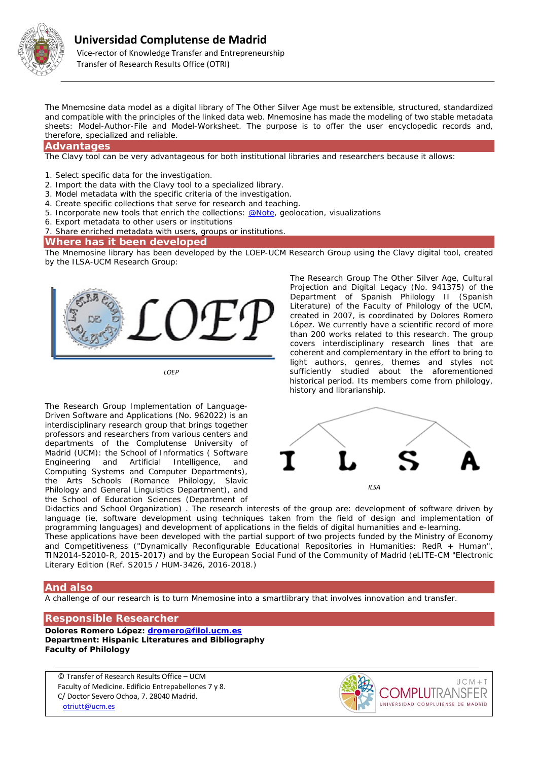The Mnemosine data model as a digital library of The Other Silver Age must be extensible, structured, standardized and compatible with the principles of the linked data web. Mnemosine has made the modeling of two stable metadata sheets: Model-Author-File and Model-Worksheet. The purpose is to offer the user encyclopedic records and, therefore, specialized and reliable.

## Advantages

The Clavy tool can be very advantageous for both institutional libraries and researchers because it allows:

1. Select specific data for the investigation.
2. Import the data with the Clavy tool to a specialized library.
3. Model metadata with the specific criteria of the investigation.
4. Create specific collections that serve for research and teaching.
5. Incorporate new tools that enrich the collections: @Note, geolocation, visualizations
6. Export metadata to other users or institutions
7. Share enriched metadata with users, groups or institutions.

## Where has it been developed

The Mnemosine library has been developed by the LOEP-UCM Research Group using the Clavy digital tool, created by the ILSA-UCM Research Group:

*LOEP*

The Research Group The Other Silver Age, Cultural Projection and Digital Legacy (No. 941375) of the Department of Spanish Philology II (Spanish Literature) of the Faculty of Philology of the UCM, created in 2007, is coordinated by Dolores Romero López. We currently have a scientific record of more than 200 works related to this research. The group covers interdisciplinary research lines that are coherent and complementary in the effort to bring to light authors, genres, themes and styles not sufficiently studied about the aforementioned historical period. Its members come from philology, history and librarianship.

The Research Group Implementation of Language-Driven Software and Applications (No. 962022) is an interdisciplinary research group that brings together professors and researchers from various centers and departments of the Complutense University of Madrid (UCM): the School of Informatics ( Software Engineering and Artificial Intelligence, and Computing Systems and Computer Departments), the Arts Schools (Romance Philology, Slavic Philology and General Linguistics Department), and the School of Education Sciences (Department of Didactics and School Organization) . The research interests of the group are: development of software driven by language (ie, software development using techniques taken from the field of design and implementation of programming languages) and development of applications in the fields of digital humanities and e-learning.

*ILSA*

These applications have been developed with the partial support of two projects funded by the Ministry of Economy and Competitiveness ("Dynamically Reconfigurable Educational Repositories in Humanities: RedR + Human", TIN2014-52010-R, 2015-2017) and by the European Social Fund of the Community of Madrid (eLITE-CM "Electronic Literary Edition (Ref. S2015 / HUM-3426, 2016-2018.)

## And also

A challenge of our research is to turn Mnemosine into a smartlibrary that involves innovation and transfer.

## Responsible Researcher

**Dolores Romero López: dromero@filol.ucm.es**
**Department: Hispanic Literatures and Bibliography**
**Faculty of Philology**